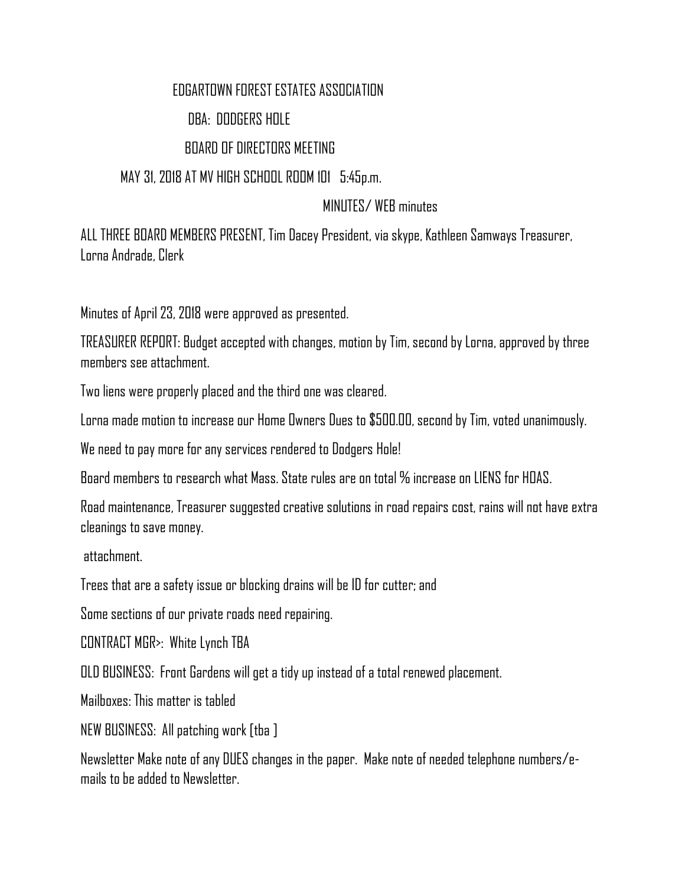EDGARTOWN FOREST ESTATES ASSOCIATION

DBA: DODGERS HOLE

BOARD OF DIRECTORS MEETING

MAY 31, 2018 AT MV HIGH SCHOOL ROOM 101 5:45p.m.

MINUTES/ WEB minutes

ALL THREE BOARD MEMBERS PRESENT, Tim Dacey President, via skype, Kathleen Samways Treasurer, Lorna Andrade, Clerk

Minutes of April 23, 2018 were approved as presented.

TREASURER REPORT: Budget accepted with changes, motion by Tim, second by Lorna, approved by three members see attachment.

Two liens were properly placed and the third one was cleared.

Lorna made motion to increase our Home Owners Dues to $500.00, second by Tim, voted unanimously.

We need to pay more for any services rendered to Dodgers Hole!

Board members to research what Mass. State rules are on total % increase on LIENS for HOAS.

Road maintenance, Treasurer suggested creative solutions in road repairs cost, rains will not have extra cleanings to save money.

attachment.

Trees that are a safety issue or blocking drains will be ID for cutter; and

Some sections of our private roads need repairing.

CONTRACT MGR>: White Lynch TBA

OLD BUSINESS: Front Gardens will get a tidy up instead of a total renewed placement.

Mailboxes: This matter is tabled

NEW BUSINESS: All patching work [tba ]

Newsletter Make note of any DUES changes in the paper. Make note of needed telephone numbers/e-mails to be added to Newsletter.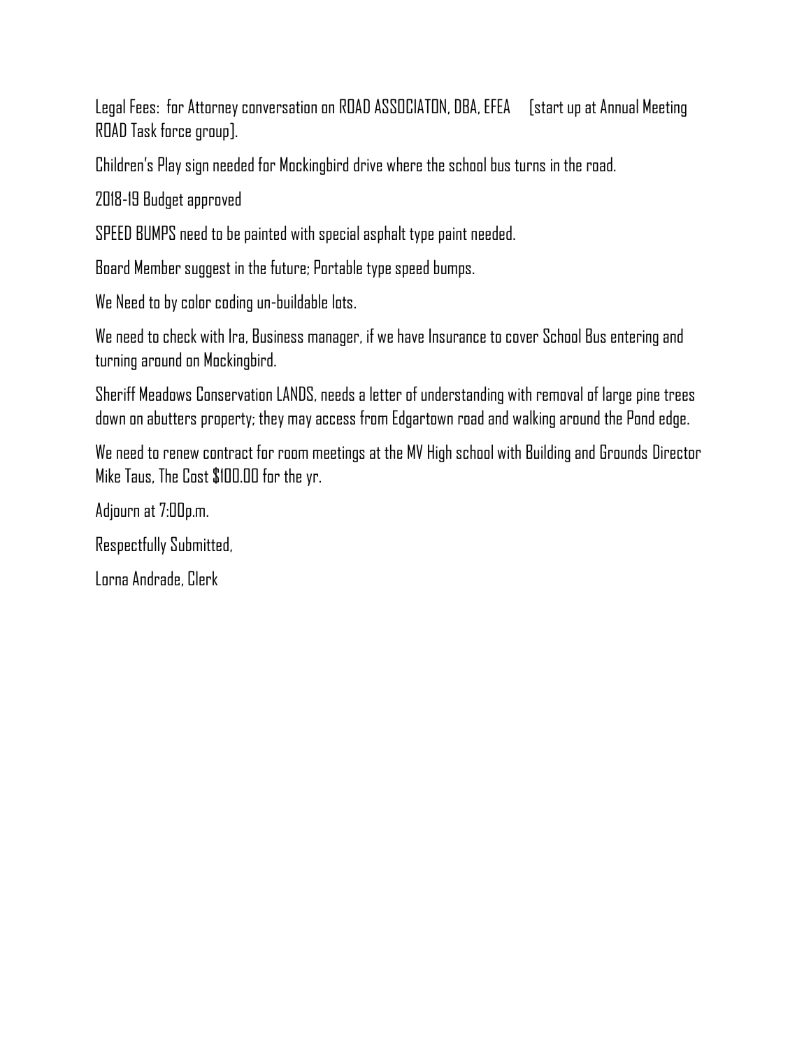Legal Fees: for Attorney conversation on ROAD ASSOCIATON, DBA, EFEA [start up at Annual Meeting ROAD Task force group].

Children's Play sign needed for Mockingbird drive where the school bus turns in the road.

2018-19 Budget approved

SPEED BUMPS need to be painted with special asphalt type paint needed.

Board Member suggest in the future; Portable type speed bumps.

We Need to by color coding un-buildable lots.

We need to check with Ira, Business manager, if we have Insurance to cover School Bus entering and turning around on Mockingbird.

Sheriff Meadows Conservation LANDS, needs a letter of understanding with removal of large pine trees down on abutters property; they may access from Edgartown road and walking around the Pond edge.

We need to renew contract for room meetings at the MV High school with Building and Grounds Director Mike Taus, The Cost $100.00 for the yr.

Adjourn at 7:00p.m.

Respectfully Submitted,

Lorna Andrade, Clerk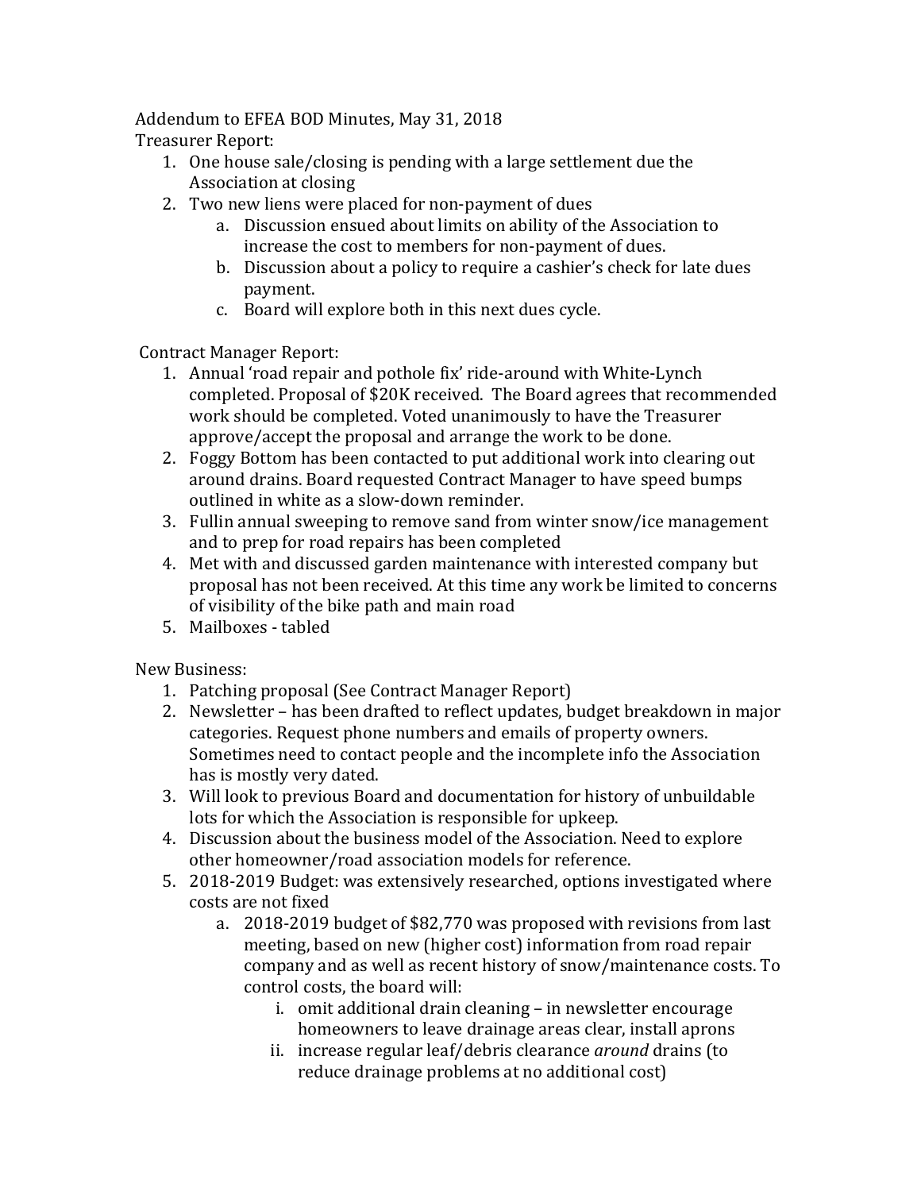Addendum to EFEA BOD Minutes, May 31, 2018

Treasurer Report:

1. One house sale/closing is pending with a large settlement due the Association at closing
2. Two new liens were placed for non-payment of dues
    a. Discussion ensued about limits on ability of the Association to increase the cost to members for non-payment of dues.
    b. Discussion about a policy to require a cashier's check for late dues payment.
    c. Board will explore both in this next dues cycle.

Contract Manager Report:

1. Annual 'road repair and pothole fix' ride-around with White-Lynch completed. Proposal of $20K received. The Board agrees that recommended work should be completed. Voted unanimously to have the Treasurer approve/accept the proposal and arrange the work to be done.
2. Foggy Bottom has been contacted to put additional work into clearing out around drains. Board requested Contract Manager to have speed bumps outlined in white as a slow-down reminder.
3. Fullin annual sweeping to remove sand from winter snow/ice management and to prep for road repairs has been completed
4. Met with and discussed garden maintenance with interested company but proposal has not been received. At this time any work be limited to concerns of visibility of the bike path and main road
5. Mailboxes - tabled

New Business:

1. Patching proposal (See Contract Manager Report)
2. Newsletter – has been drafted to reflect updates, budget breakdown in major categories. Request phone numbers and emails of property owners. Sometimes need to contact people and the incomplete info the Association has is mostly very dated.
3. Will look to previous Board and documentation for history of unbuildable lots for which the Association is responsible for upkeep.
4. Discussion about the business model of the Association. Need to explore other homeowner/road association models for reference.
5. 2018-2019 Budget: was extensively researched, options investigated where costs are not fixed
    a. 2018-2019 budget of $82,770 was proposed with revisions from last meeting, based on new (higher cost) information from road repair company and as well as recent history of snow/maintenance costs. To control costs, the board will:
        i. omit additional drain cleaning – in newsletter encourage homeowners to leave drainage areas clear, install aprons
        ii. increase regular leaf/debris clearance *around* drains (to reduce drainage problems at no additional cost)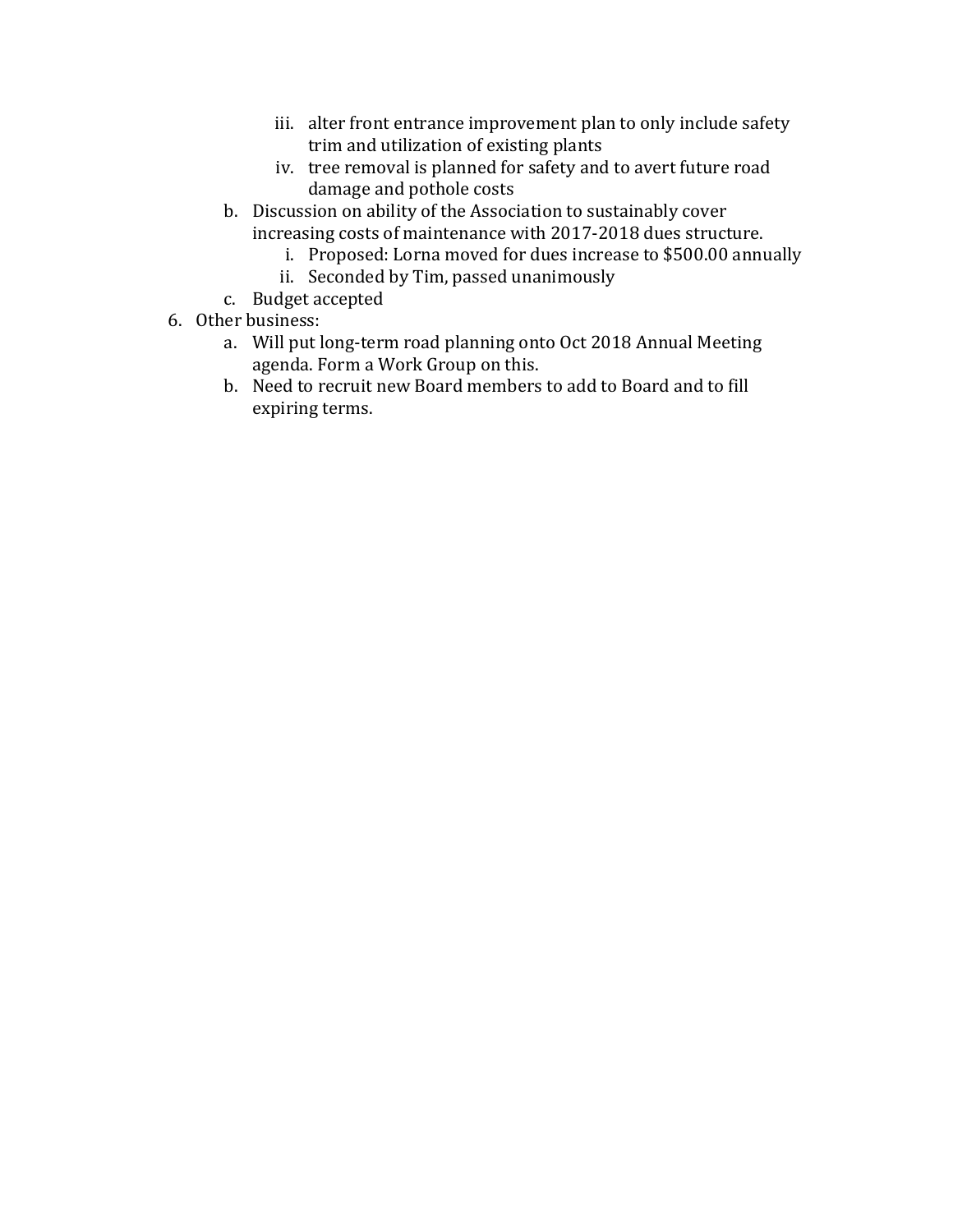iii. alter front entrance improvement plan to only include safety trim and utilization of existing plants
    iv. tree removal is planned for safety and to avert future road damage and pothole costs

   b. Discussion on ability of the Association to sustainably cover increasing costs of maintenance with 2017-2018 dues structure.
      i. Proposed: Lorna moved for dues increase to $500.00 annually
      ii. Seconded by Tim, passed unanimously

   c. Budget accepted

6. Other business:
   a. Will put long-term road planning onto Oct 2018 Annual Meeting agenda. Form a Work Group on this.
   b. Need to recruit new Board members to add to Board and to fill expiring terms.